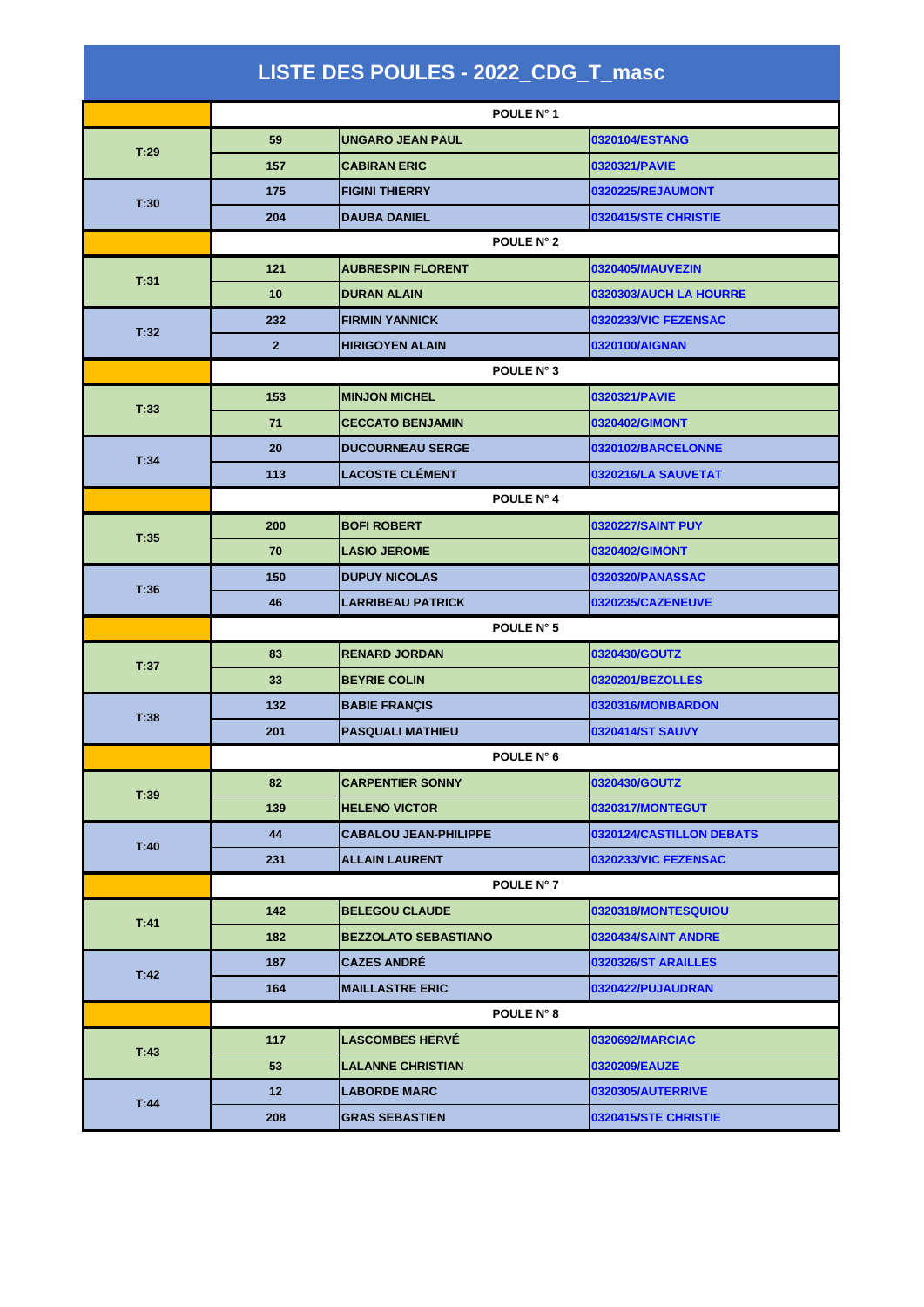# LISTE DES POULES - 2022_CDG_T_masc

| | | | |
|---|---|---|---|
| | POULE N° 1 | | |
| T:29 | 59 | UNGARO JEAN PAUL | 0320104/ESTANG |
| | 157 | CABIRAN ERIC | 0320321/PAVIE |
| T:30 | 175 | FIGINI THIERRY | 0320225/REJAUMONT |
| | 204 | DAUBA DANIEL | 0320415/STE CHRISTIE |
| | POULE N° 2 | | |
| T:31 | 121 | AUBRESPIN FLORENT | 0320405/MAUVEZIN |
| | 10 | DURAN ALAIN | 0320303/AUCH LA HOURRE |
| T:32 | 232 | FIRMIN YANNICK | 0320233/VIC FEZENSAC |
| | 2 | HIRIGOYEN ALAIN | 0320100/AIGNAN |
| | POULE N° 3 | | |
| T:33 | 153 | MINJON MICHEL | 0320321/PAVIE |
| | 71 | CECCATO BENJAMIN | 0320402/GIMONT |
| T:34 | 20 | DUCOURNEAU SERGE | 0320102/BARCELONNE |
| | 113 | LACOSTE CLÉMENT | 0320216/LA SAUVETAT |
| | POULE N° 4 | | |
| T:35 | 200 | BOFI ROBERT | 0320227/SAINT PUY |
| | 70 | LASIO JEROME | 0320402/GIMONT |
| T:36 | 150 | DUPUY NICOLAS | 0320320/PANASSAC |
| | 46 | LARRIBEAU PATRICK | 0320235/CAZENEUVE |
| | POULE N° 5 | | |
| T:37 | 83 | RENARD JORDAN | 0320430/GOUTZ |
| | 33 | BEYRIE COLIN | 0320201/BEZOLLES |
| T:38 | 132 | BABIE FRANÇIS | 0320316/MONBARDON |
| | 201 | PASQUALI MATHIEU | 0320414/ST SAUVY |
| | POULE N° 6 | | |
| T:39 | 82 | CARPENTIER SONNY | 0320430/GOUTZ |
| | 139 | HELENO VICTOR | 0320317/MONTEGUT |
| T:40 | 44 | CABALOU JEAN-PHILIPPE | 0320124/CASTILLON DEBATS |
| | 231 | ALLAIN LAURENT | 0320233/VIC FEZENSAC |
| | POULE N° 7 | | |
| T:41 | 142 | BELEGOU CLAUDE | 0320318/MONTESQUIOU |
| | 182 | BEZZOLATO SEBASTIANO | 0320434/SAINT ANDRE |
| T:42 | 187 | CAZES ANDRÉ | 0320326/ST ARAILLES |
| | 164 | MAILLASTRE ERIC | 0320422/PUJAUDRAN |
| | POULE N° 8 | | |
| T:43 | 117 | LASCOMBES HERVÉ | 0320692/MARCIAC |
| | 53 | LALANNE CHRISTIAN | 0320209/EAUZE |
| T:44 | 12 | LABORDE MARC | 0320305/AUTERRIVE |
| | 208 | GRAS SEBASTIEN | 0320415/STE CHRISTIE |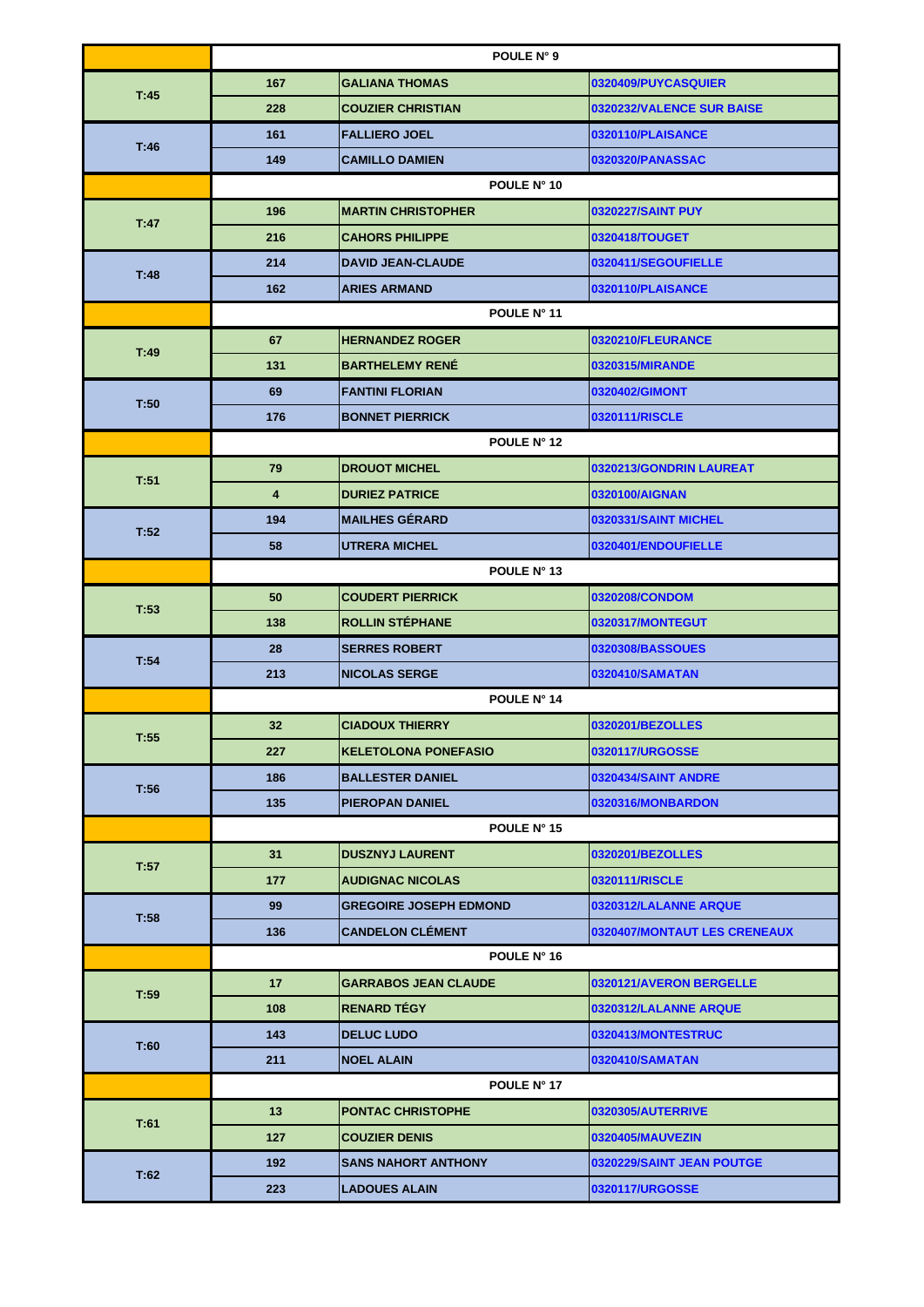| | | | |
|---|---|---|---|
| | POULE N° 9 | | |
| T:45 | 167 | GALIANA THOMAS | 0320409/PUYCASQUIER |
| | 228 | COUZIER CHRISTIAN | 0320232/VALENCE SUR BAISE |
| T:46 | 161 | FALLIERO JOEL | 0320110/PLAISANCE |
| | 149 | CAMILLO DAMIEN | 0320320/PANASSAC |
| | POULE N° 10 | | |
| T:47 | 196 | MARTIN CHRISTOPHER | 0320227/SAINT PUY |
| | 216 | CAHORS PHILIPPE | 0320418/TOUGET |
| T:48 | 214 | DAVID JEAN-CLAUDE | 0320411/SEGOUFIELLE |
| | 162 | ARIES ARMAND | 0320110/PLAISANCE |
| | POULE N° 11 | | |
| T:49 | 67 | HERNANDEZ ROGER | 0320210/FLEURANCE |
| | 131 | BARTHELEMY RENÉ | 0320315/MIRANDE |
| T:50 | 69 | FANTINI FLORIAN | 0320402/GIMONT |
| | 176 | BONNET PIERRICK | 0320111/RISCLE |
| | POULE N° 12 | | |
| T:51 | 79 | DROUOT MICHEL | 0320213/GONDRIN LAUREAT |
| | 4 | DURIEZ PATRICE | 0320100/AIGNAN |
| T:52 | 194 | MAILHES GÉRARD | 0320331/SAINT MICHEL |
| | 58 | UTRERA MICHEL | 0320401/ENDOUFIELLE |
| | POULE N° 13 | | |
| T:53 | 50 | COUDERT PIERRICK | 0320208/CONDOM |
| | 138 | ROLLIN STÉPHANE | 0320317/MONTEGUT |
| T:54 | 28 | SERRES ROBERT | 0320308/BASSOUES |
| | 213 | NICOLAS SERGE | 0320410/SAMATAN |
| | POULE N° 14 | | |
| T:55 | 32 | CIADOUX THIERRY | 0320201/BEZOLLES |
| | 227 | KELETOLONA PONEFASIO | 0320117/URGOSSE |
| T:56 | 186 | BALLESTER DANIEL | 0320434/SAINT ANDRE |
| | 135 | PIEROPAN DANIEL | 0320316/MONBARDON |
| | POULE N° 15 | | |
| T:57 | 31 | DUSZNYJ LAURENT | 0320201/BEZOLLES |
| | 177 | AUDIGNAC NICOLAS | 0320111/RISCLE |
| T:58 | 99 | GREGOIRE JOSEPH EDMOND | 0320312/LALANNE ARQUE |
| | 136 | CANDELON CLÉMENT | 0320407/MONTAUT LES CRENEAUX |
| | POULE N° 16 | | |
| T:59 | 17 | GARRABOS JEAN CLAUDE | 0320121/AVERON BERGELLE |
| | 108 | RENARD TÉGY | 0320312/LALANNE ARQUE |
| T:60 | 143 | DELUC LUDO | 0320413/MONTESTRUC |
| | 211 | NOEL ALAIN | 0320410/SAMATAN |
| | POULE N° 17 | | |
| T:61 | 13 | PONTAC CHRISTOPHE | 0320305/AUTERRIVE |
| | 127 | COUZIER DENIS | 0320405/MAUVEZIN |
| T:62 | 192 | SANS NAHORT ANTHONY | 0320229/SAINT JEAN POUTGE |
| | 223 | LADOUES ALAIN | 0320117/URGOSSE |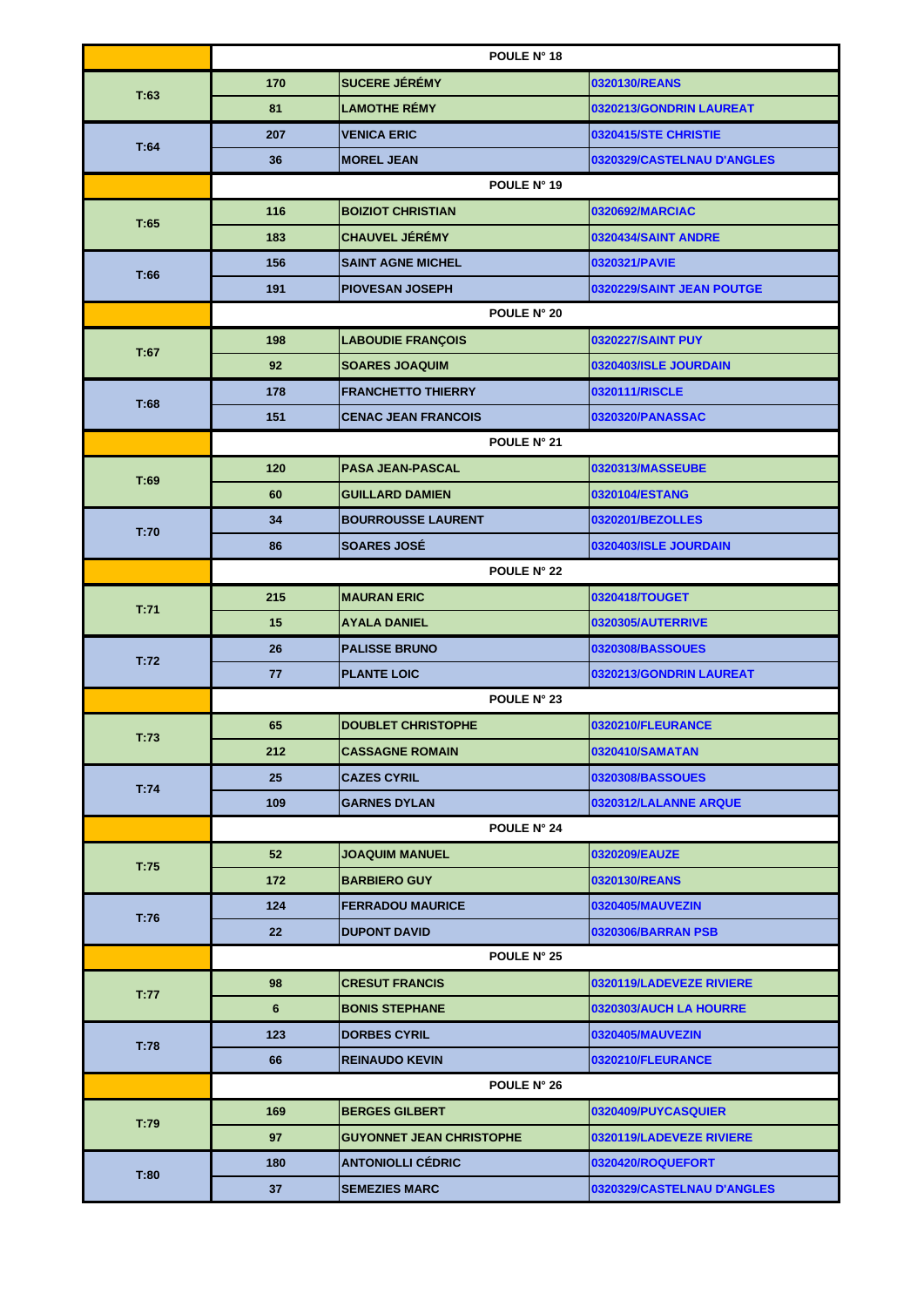| | POULE N° 18 | | |
|---|---|---|---|
| T:63 | 170 | SUCERE JÉRÉMY | 0320130/REANS |
| | 81 | LAMOTHE RÉMY | 0320213/GONDRIN LAUREAT |
| T:64 | 207 | VENICA ERIC | 0320415/STE CHRISTIE |
| | 36 | MOREL JEAN | 0320329/CASTELNAU D'ANGLES |
| | POULE N° 19 | | |
| T:65 | 116 | BOIZIOT CHRISTIAN | 0320692/MARCIAC |
| | 183 | CHAUVEL JÉRÉMY | 0320434/SAINT ANDRE |
| T:66 | 156 | SAINT AGNE MICHEL | 0320321/PAVIE |
| | 191 | PIOVESAN JOSEPH | 0320229/SAINT JEAN POUTGE |
| | POULE N° 20 | | |
| T:67 | 198 | LABOUDIE FRANÇOIS | 0320227/SAINT PUY |
| | 92 | SOARES JOAQUIM | 0320403/ISLE JOURDAIN |
| T:68 | 178 | FRANCHETTO THIERRY | 0320111/RISCLE |
| | 151 | CENAC JEAN FRANCOIS | 0320320/PANASSAC |
| | POULE N° 21 | | |
| T:69 | 120 | PASA JEAN-PASCAL | 0320313/MASSEUBE |
| | 60 | GUILLARD DAMIEN | 0320104/ESTANG |
| T:70 | 34 | BOURROUSSE LAURENT | 0320201/BEZOLLES |
| | 86 | SOARES JOSÉ | 0320403/ISLE JOURDAIN |
| | POULE N° 22 | | |
| T:71 | 215 | MAURAN ERIC | 0320418/TOUGET |
| | 15 | AYALA DANIEL | 0320305/AUTERRIVE |
| T:72 | 26 | PALISSE BRUNO | 0320308/BASSOUES |
| | 77 | PLANTE LOIC | 0320213/GONDRIN LAUREAT |
| | POULE N° 23 | | |
| T:73 | 65 | DOUBLET CHRISTOPHE | 0320210/FLEURANCE |
| | 212 | CASSAGNE ROMAIN | 0320410/SAMATAN |
| T:74 | 25 | CAZES CYRIL | 0320308/BASSOUES |
| | 109 | GARNES DYLAN | 0320312/LALANNE ARQUE |
| | POULE N° 24 | | |
| T:75 | 52 | JOAQUIM MANUEL | 0320209/EAUZE |
| | 172 | BARBIERO GUY | 0320130/REANS |
| T:76 | 124 | FERRADOU MAURICE | 0320405/MAUVEZIN |
| | 22 | DUPONT DAVID | 0320306/BARRAN PSB |
| | POULE N° 25 | | |
| T:77 | 98 | CRESUT FRANCIS | 0320119/LADEVEZE RIVIERE |
| | 6 | BONIS STEPHANE | 0320303/AUCH LA HOURRE |
| T:78 | 123 | DORBES CYRIL | 0320405/MAUVEZIN |
| | 66 | REINAUDO KEVIN | 0320210/FLEURANCE |
| | POULE N° 26 | | |
| T:79 | 169 | BERGES GILBERT | 0320409/PUYCASQUIER |
| | 97 | GUYONNET JEAN CHRISTOPHE | 0320119/LADEVEZE RIVIERE |
| T:80 | 180 | ANTONIOLLI CÉDRIC | 0320420/ROQUEFORT |
| | 37 | SEMEZIES MARC | 0320329/CASTELNAU D'ANGLES |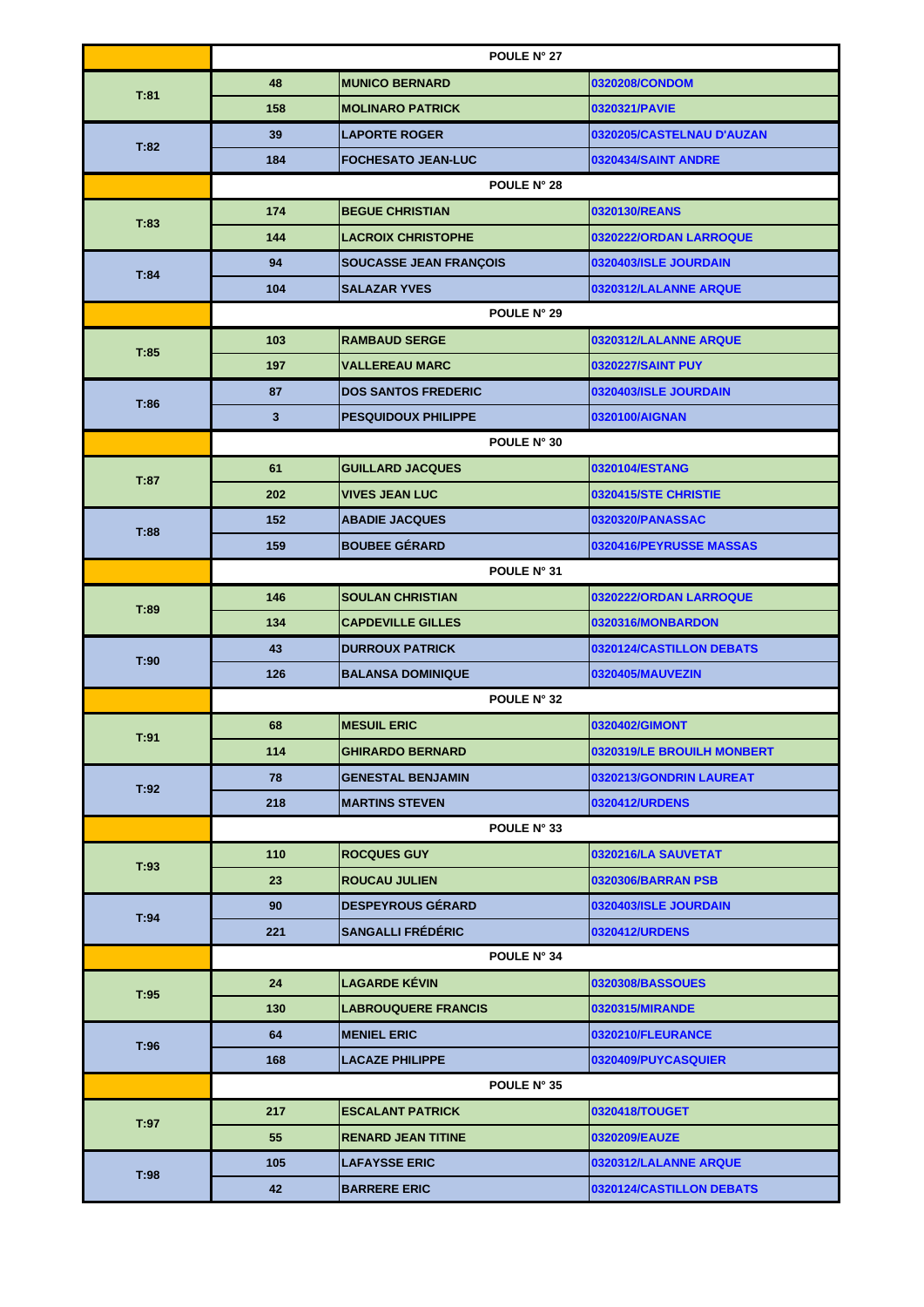| | POULE N° 27 | | |
|---|---|---|---|
| T:81 | 48 | MUNICO BERNARD | 0320208/CONDOM |
| | 158 | MOLINARO PATRICK | 0320321/PAVIE |
| T:82 | 39 | LAPORTE ROGER | 0320205/CASTELNAU D'AUZAN |
| | 184 | FOCHESATO JEAN-LUC | 0320434/SAINT ANDRE |
| | POULE N° 28 | | |
| T:83 | 174 | BEGUE CHRISTIAN | 0320130/REANS |
| | 144 | LACROIX CHRISTOPHE | 0320222/ORDAN LARROQUE |
| T:84 | 94 | SOUCASSE JEAN FRANÇOIS | 0320403/ISLE JOURDAIN |
| | 104 | SALAZAR YVES | 0320312/LALANNE ARQUE |
| | POULE N° 29 | | |
| T:85 | 103 | RAMBAUD SERGE | 0320312/LALANNE ARQUE |
| | 197 | VALLEREAU MARC | 0320227/SAINT PUY |
| T:86 | 87 | DOS SANTOS FREDERIC | 0320403/ISLE JOURDAIN |
| | 3 | PESQUIDOUX PHILIPPE | 0320100/AIGNAN |
| | POULE N° 30 | | |
| T:87 | 61 | GUILLARD JACQUES | 0320104/ESTANG |
| | 202 | VIVES JEAN LUC | 0320415/STE CHRISTIE |
| T:88 | 152 | ABADIE JACQUES | 0320320/PANASSAC |
| | 159 | BOUBEE GÉRARD | 0320416/PEYRUSSE MASSAS |
| | POULE N° 31 | | |
| T:89 | 146 | SOULAN CHRISTIAN | 0320222/ORDAN LARROQUE |
| | 134 | CAPDEVILLE GILLES | 0320316/MONBARDON |
| T:90 | 43 | DURROUX PATRICK | 0320124/CASTILLON DEBATS |
| | 126 | BALANSA DOMINIQUE | 0320405/MAUVEZIN |
| | POULE N° 32 | | |
| T:91 | 68 | MESUIL ERIC | 0320402/GIMONT |
| | 114 | GHIRARDO BERNARD | 0320319/LE BROUILH MONBERT |
| T:92 | 78 | GENESTAL BENJAMIN | 0320213/GONDRIN LAUREAT |
| | 218 | MARTINS STEVEN | 0320412/URDENS |
| | POULE N° 33 | | |
| T:93 | 110 | ROCQUES GUY | 0320216/LA SAUVETAT |
| | 23 | ROUCAU JULIEN | 0320306/BARRAN PSB |
| T:94 | 90 | DESPEYROUS GÉRARD | 0320403/ISLE JOURDAIN |
| | 221 | SANGALLI FRÉDÉRIC | 0320412/URDENS |
| | POULE N° 34 | | |
| T:95 | 24 | LAGARDE KÉVIN | 0320308/BASSOUES |
| | 130 | LABROUQUERE FRANCIS | 0320315/MIRANDE |
| T:96 | 64 | MENIEL ERIC | 0320210/FLEURANCE |
| | 168 | LACAZE PHILIPPE | 0320409/PUYCASQUIER |
| | POULE N° 35 | | |
| T:97 | 217 | ESCALANT PATRICK | 0320418/TOUGET |
| | 55 | RENARD JEAN TITINE | 0320209/EAUZE |
| T:98 | 105 | LAFAYSSE ERIC | 0320312/LALANNE ARQUE |
| | 42 | BARRERE ERIC | 0320124/CASTILLON DEBATS |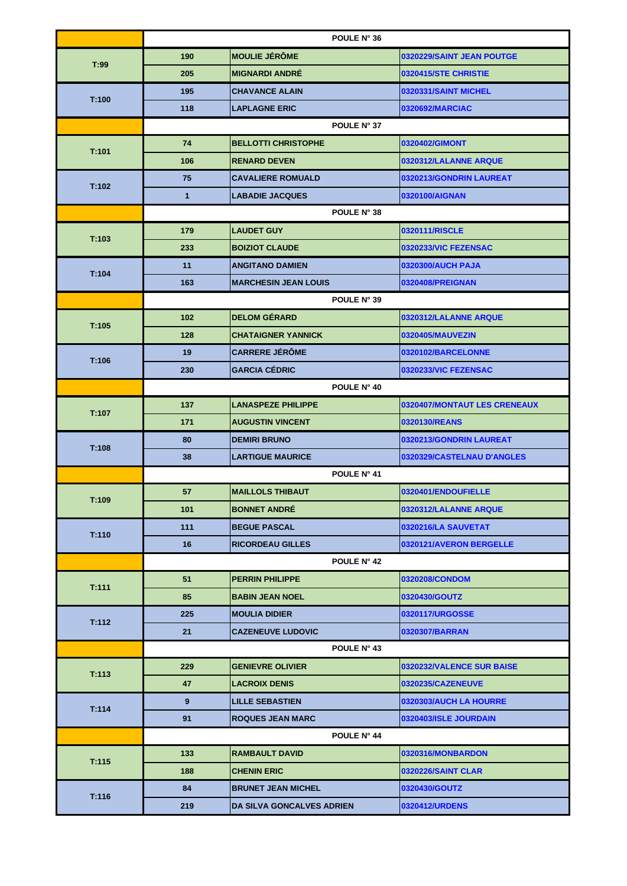| | | POULE N° 36 | |
|---|---|---|---|
| T:99 | 190 | MOULIE JÉRÔME | 0320229/SAINT JEAN POUTGE |
| | 205 | MIGNARDI ANDRÉ | 0320415/STE CHRISTIE |
| T:100 | 195 | CHAVANCE ALAIN | 0320331/SAINT MICHEL |
| | 118 | LAPLAGNE ERIC | 0320692/MARCIAC |
| | | POULE N° 37 | |
| T:101 | 74 | BELLOTTI CHRISTOPHE | 0320402/GIMONT |
| | 106 | RENARD DEVEN | 0320312/LALANNE ARQUE |
| T:102 | 75 | CAVALIERE ROMUALD | 0320213/GONDRIN LAUREAT |
| | 1 | LABADIE JACQUES | 0320100/AIGNAN |
| | | POULE N° 38 | |
| T:103 | 179 | LAUDET GUY | 0320111/RISCLE |
| | 233 | BOIZIOT CLAUDE | 0320233/VIC FEZENSAC |
| T:104 | 11 | ANGITANO DAMIEN | 0320300/AUCH PAJA |
| | 163 | MARCHESIN JEAN LOUIS | 0320408/PREIGNAN |
| | | POULE N° 39 | |
| T:105 | 102 | DELOM GÉRARD | 0320312/LALANNE ARQUE |
| | 128 | CHATAIGNER YANNICK | 0320405/MAUVEZIN |
| T:106 | 19 | CARRERE JÉRÔME | 0320102/BARCELONNE |
| | 230 | GARCIA CÉDRIC | 0320233/VIC FEZENSAC |
| | | POULE N° 40 | |
| T:107 | 137 | LANASPEZE PHILIPPE | 0320407/MONTAUT LES CRENEAUX |
| | 171 | AUGUSTIN VINCENT | 0320130/REANS |
| T:108 | 80 | DEMIRI BRUNO | 0320213/GONDRIN LAUREAT |
| | 38 | LARTIGUE MAURICE | 0320329/CASTELNAU D'ANGLES |
| | | POULE N° 41 | |
| T:109 | 57 | MAILLOLS THIBAUT | 0320401/ENDOUFIELLE |
| | 101 | BONNET ANDRÉ | 0320312/LALANNE ARQUE |
| T:110 | 111 | BEGUE PASCAL | 0320216/LA SAUVETAT |
| | 16 | RICORDEAU GILLES | 0320121/AVERON BERGELLE |
| | | POULE N° 42 | |
| T:111 | 51 | PERRIN PHILIPPE | 0320208/CONDOM |
| | 85 | BABIN JEAN NOEL | 0320430/GOUTZ |
| T:112 | 225 | MOULIA DIDIER | 0320117/URGOSSE |
| | 21 | CAZENEUVE LUDOVIC | 0320307/BARRAN |
| | | POULE N° 43 | |
| T:113 | 229 | GENIEVRE OLIVIER | 0320232/VALENCE SUR BAISE |
| | 47 | LACROIX DENIS | 0320235/CAZENEUVE |
| T:114 | 9 | LILLE SEBASTIEN | 0320303/AUCH LA HOURRE |
| | 91 | ROQUES JEAN MARC | 0320403/ISLE JOURDAIN |
| | | POULE N° 44 | |
| T:115 | 133 | RAMBAULT DAVID | 0320316/MONBARDON |
| | 188 | CHENIN ERIC | 0320226/SAINT CLAR |
| T:116 | 84 | BRUNET JEAN MICHEL | 0320430/GOUTZ |
| | 219 | DA SILVA GONCALVES ADRIEN | 0320412/URDENS |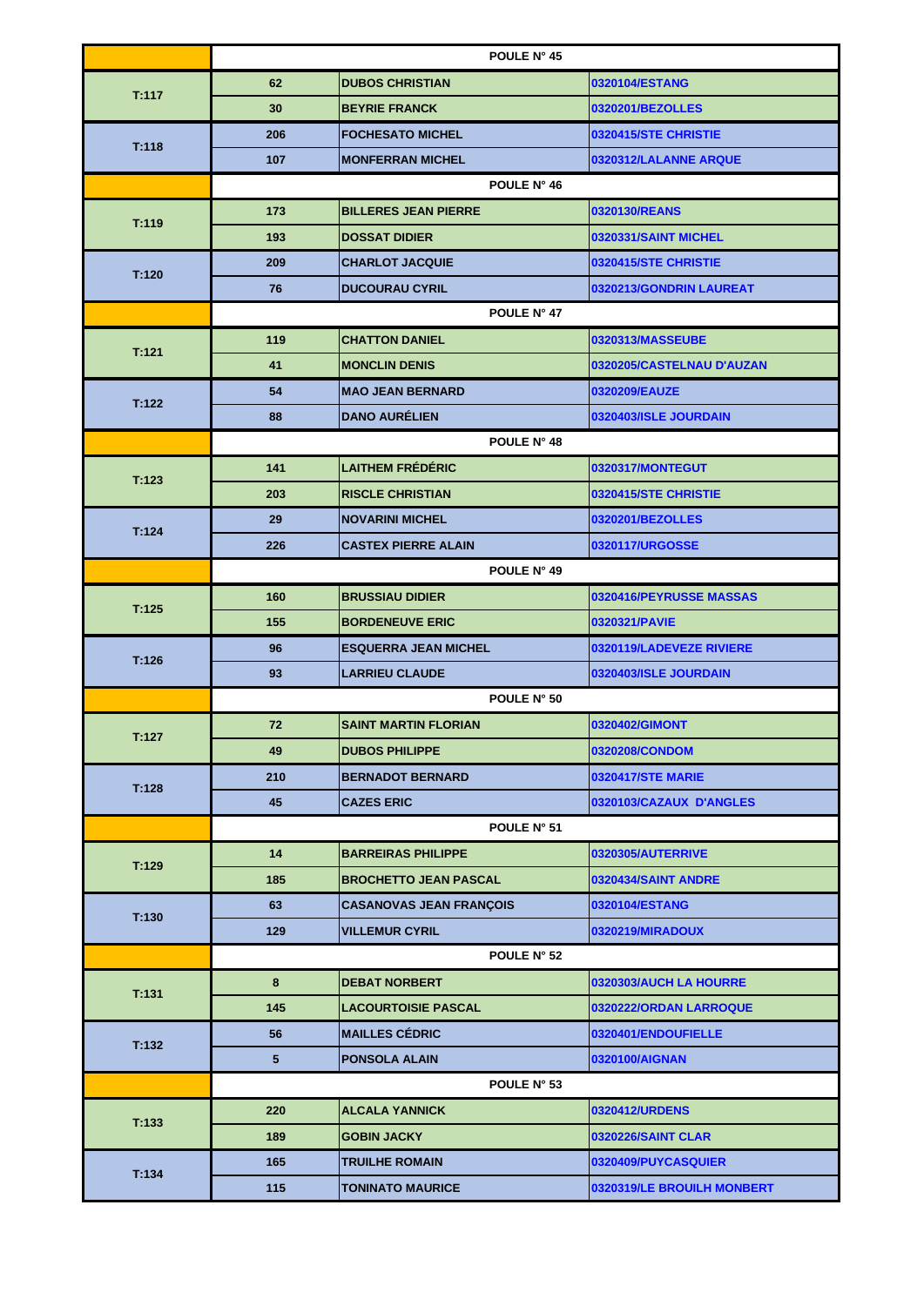| | | POULE N° 45 | |
|---|---|---|---|
| T:117 | 62 | DUBOS CHRISTIAN | 0320104/ESTANG |
| | 30 | BEYRIE FRANCK | 0320201/BEZOLLES |
| T:118 | 206 | FOCHESATO MICHEL | 0320415/STE CHRISTIE |
| | 107 | MONFERRAN MICHEL | 0320312/LALANNE ARQUE |
| | | POULE N° 46 | |
| T:119 | 173 | BILLERES JEAN PIERRE | 0320130/REANS |
| | 193 | DOSSAT DIDIER | 0320331/SAINT MICHEL |
| T:120 | 209 | CHARLOT JACQUIE | 0320415/STE CHRISTIE |
| | 76 | DUCOURAU CYRIL | 0320213/GONDRIN LAUREAT |
| | | POULE N° 47 | |
| T:121 | 119 | CHATTON DANIEL | 0320313/MASSEUBE |
| | 41 | MONCLIN DENIS | 0320205/CASTELNAU D'AUZAN |
| T:122 | 54 | MAO JEAN BERNARD | 0320209/EAUZE |
| | 88 | DANO AURÉLIEN | 0320403/ISLE JOURDAIN |
| | | POULE N° 48 | |
| T:123 | 141 | LAITHEM FRÉDÉRIC | 0320317/MONTEGUT |
| | 203 | RISCLE CHRISTIAN | 0320415/STE CHRISTIE |
| T:124 | 29 | NOVARINI MICHEL | 0320201/BEZOLLES |
| | 226 | CASTEX PIERRE ALAIN | 0320117/URGOSSE |
| | | POULE N° 49 | |
| T:125 | 160 | BRUSSIAU DIDIER | 0320416/PEYRUSSE MASSAS |
| | 155 | BORDENEUVE ERIC | 0320321/PAVIE |
| T:126 | 96 | ESQUERRA JEAN MICHEL | 0320119/LADEVEZE RIVIERE |
| | 93 | LARRIEU CLAUDE | 0320403/ISLE JOURDAIN |
| | | POULE N° 50 | |
| T:127 | 72 | SAINT MARTIN FLORIAN | 0320402/GIMONT |
| | 49 | DUBOS PHILIPPE | 0320208/CONDOM |
| T:128 | 210 | BERNADOT BERNARD | 0320417/STE MARIE |
| | 45 | CAZES ERIC | 0320103/CAZAUX D'ANGLES |
| | | POULE N° 51 | |
| T:129 | 14 | BARREIRAS PHILIPPE | 0320305/AUTERRIVE |
| | 185 | BROCHETTO JEAN PASCAL | 0320434/SAINT ANDRE |
| T:130 | 63 | CASANOVAS JEAN FRANÇOIS | 0320104/ESTANG |
| | 129 | VILLEMUR CYRIL | 0320219/MIRADOUX |
| | | POULE N° 52 | |
| T:131 | 8 | DEBAT NORBERT | 0320303/AUCH LA HOURRE |
| | 145 | LACOURTOISIE PASCAL | 0320222/ORDAN LARROQUE |
| T:132 | 56 | MAILLES CÉDRIC | 0320401/ENDOUFIELLE |
| | 5 | PONSOLA ALAIN | 0320100/AIGNAN |
| | | POULE N° 53 | |
| T:133 | 220 | ALCALA YANNICK | 0320412/URDENS |
| | 189 | GOBIN JACKY | 0320226/SAINT CLAR |
| T:134 | 165 | TRUILHE ROMAIN | 0320409/PUYCASQUIER |
| | 115 | TONINATO MAURICE | 0320319/LE BROUILH MONBERT |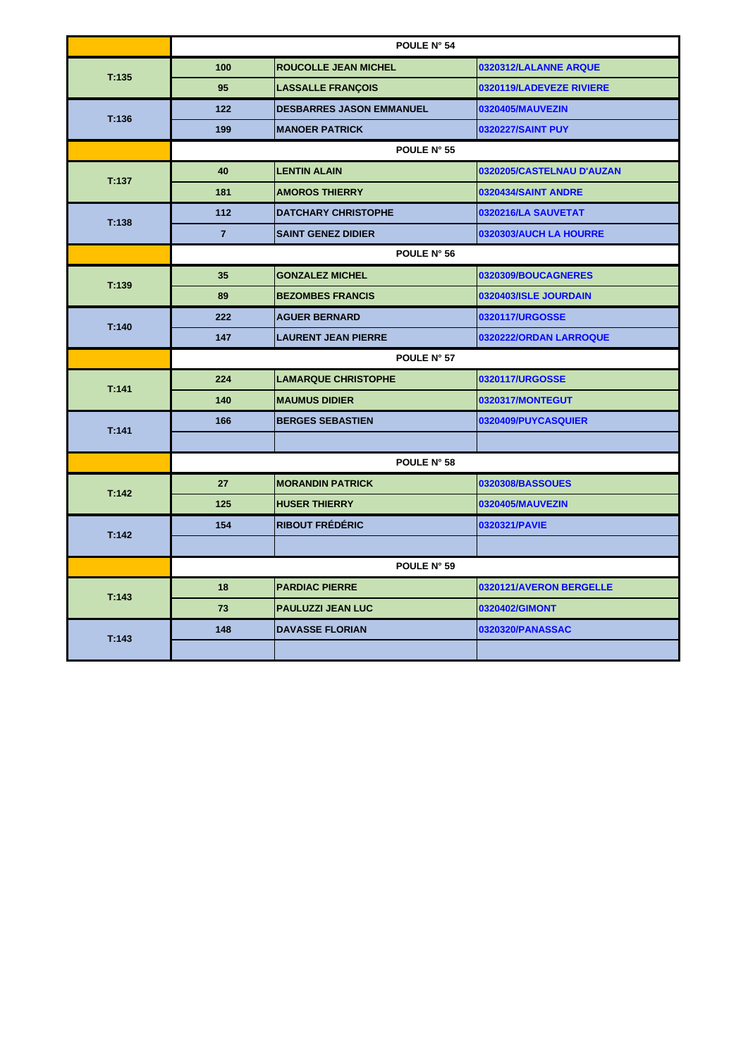| | | | |
|---|---|---|---|
| | POULE N° 54 | | |
| T:135 | 100 | ROUCOLLE JEAN MICHEL | 0320312/LALANNE ARQUE |
| | 95 | LASSALLE FRANÇOIS | 0320119/LADEVEZE RIVIERE |
| T:136 | 122 | DESBARRES JASON EMMANUEL | 0320405/MAUVEZIN |
| | 199 | MANOER PATRICK | 0320227/SAINT PUY |
| | POULE N° 55 | | |
| T:137 | 40 | LENTIN ALAIN | 0320205/CASTELNAU D'AUZAN |
| | 181 | AMOROS THIERRY | 0320434/SAINT ANDRE |
| T:138 | 112 | DATCHARY CHRISTOPHE | 0320216/LA SAUVETAT |
| | 7 | SAINT GENEZ DIDIER | 0320303/AUCH LA HOURRE |
| | POULE N° 56 | | |
| T:139 | 35 | GONZALEZ MICHEL | 0320309/BOUCAGNERES |
| | 89 | BEZOMBES FRANCIS | 0320403/ISLE JOURDAIN |
| T:140 | 222 | AGUER BERNARD | 0320117/URGOSSE |
| | 147 | LAURENT JEAN PIERRE | 0320222/ORDAN LARROQUE |
| | POULE N° 57 | | |
| T:141 | 224 | LAMARQUE CHRISTOPHE | 0320117/URGOSSE |
| | 140 | MAUMUS DIDIER | 0320317/MONTEGUT |
| T:141 | 166 | BERGES SEBASTIEN | 0320409/PUYCASQUIER |
| | | | |
| | POULE N° 58 | | |
| T:142 | 27 | MORANDIN PATRICK | 0320308/BASSOUES |
| | 125 | HUSER THIERRY | 0320405/MAUVEZIN |
| T:142 | 154 | RIBOUT FRÉDÉRIC | 0320321/PAVIE |
| | | | |
| | POULE N° 59 | | |
| T:143 | 18 | PARDIAC PIERRE | 0320121/AVERON BERGELLE |
| | 73 | PAULUZZI JEAN LUC | 0320402/GIMONT |
| T:143 | 148 | DAVASSE FLORIAN | 0320320/PANASSAC |
| | | | |